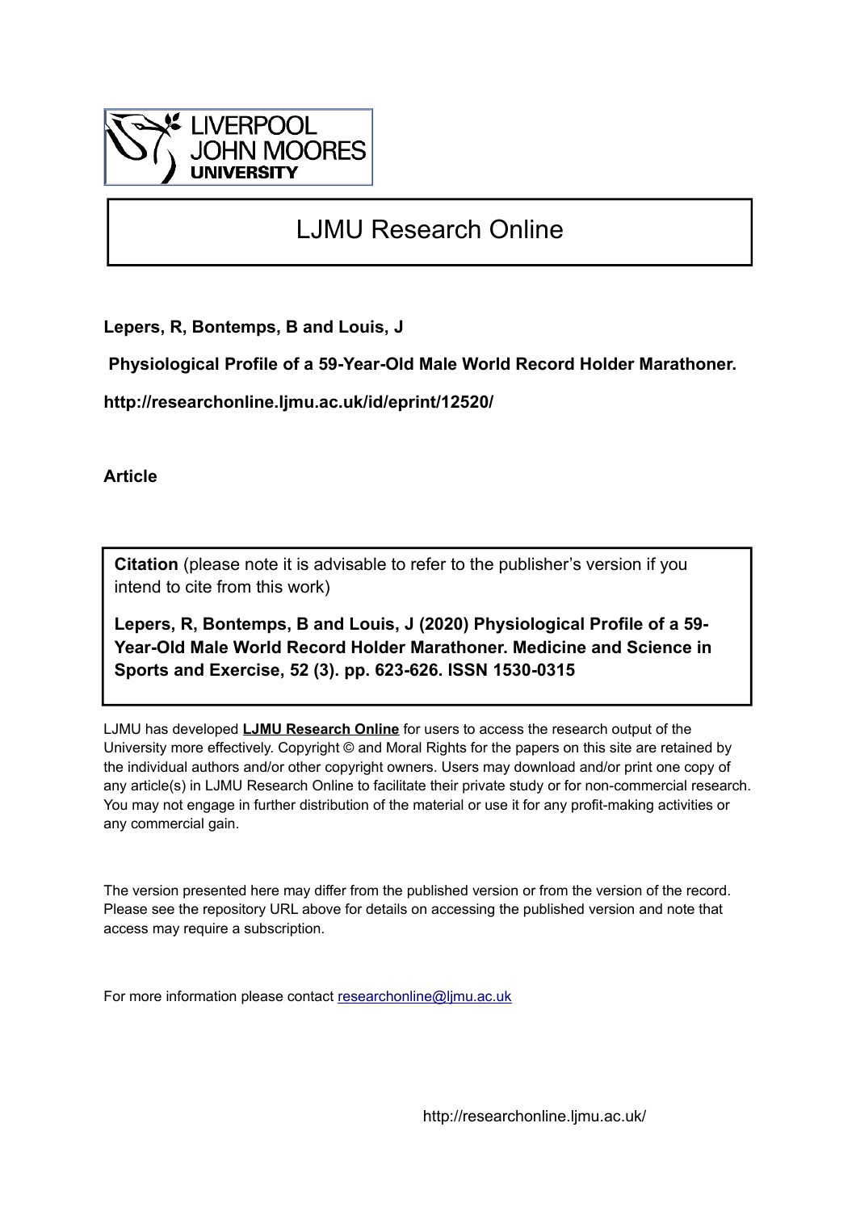LIVERPOOL JOHN MOORES UNIVERSITY

# LJMU Research Online

**Lepers, R, Bontemps, B and Louis, J**

**Physiological Profile of a 59-Year-Old Male World Record Holder Marathoner.**

**http://researchonline.ljmu.ac.uk/id/eprint/12520/**

**Article**

**Citation** (please note it is advisable to refer to the publisher's version if you intend to cite from this work)

**Lepers, R, Bontemps, B and Louis, J (2020) Physiological Profile of a 59-Year-Old Male World Record Holder Marathoner. Medicine and Science in Sports and Exercise, 52 (3). pp. 623-626. ISSN 1530-0315**

LJMU has developed **LJMU Research Online** for users to access the research output of the University more effectively. Copyright © and Moral Rights for the papers on this site are retained by the individual authors and/or other copyright owners. Users may download and/or print one copy of any article(s) in LJMU Research Online to facilitate their private study or for non-commercial research. You may not engage in further distribution of the material or use it for any profit-making activities or any commercial gain.

The version presented here may differ from the published version or from the version of the record. Please see the repository URL above for details on accessing the published version and note that access may require a subscription.

For more information please contact researchonline@ljmu.ac.uk

http://researchonline.ljmu.ac.uk/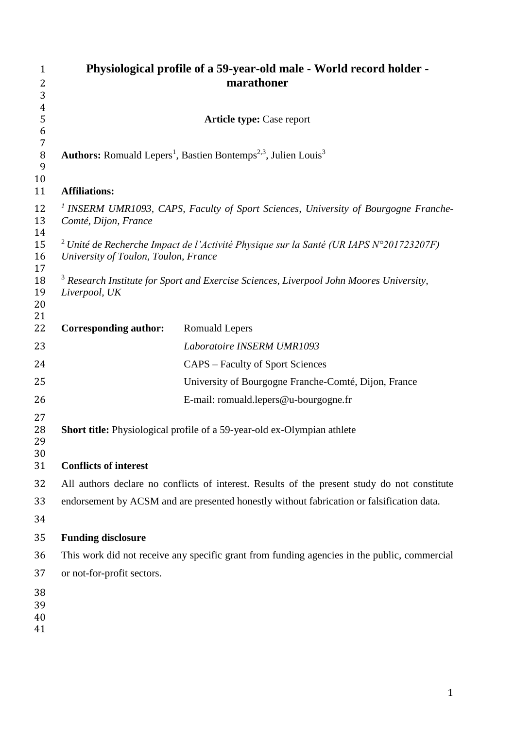# Physiological profile of a 59-year-old male - World record holder - marathoner

**Article type:** Case report

**Authors:** Romuald Lepers[1], Bastien Bontemps[2,3], Julien Louis[3]

**Affiliations:**

[1] *INSERM UMR1093, CAPS, Faculty of Sport Sciences, University of Bourgogne Franche-Comté, Dijon, France*

[2] *Unité de Recherche Impact de l'Activité Physique sur la Santé (UR IAPS N°201723207F) University of Toulon, Toulon, France*

[3] *Research Institute for Sport and Exercise Sciences, Liverpool John Moores University, Liverpool, UK*

**Corresponding author:** Romuald Lepers
*Laboratoire INSERM UMR1093*
CAPS – Faculty of Sport Sciences
University of Bourgogne Franche-Comté, Dijon, France
E-mail: romuald.lepers@u-bourgogne.fr

**Short title:** Physiological profile of a 59-year-old ex-Olympian athlete

**Conflicts of interest**

All authors declare no conflicts of interest. Results of the present study do not constitute endorsement by ACSM and are presented honestly without fabrication or falsification data.

**Funding disclosure**

This work did not receive any specific grant from funding agencies in the public, commercial or not-for-profit sectors.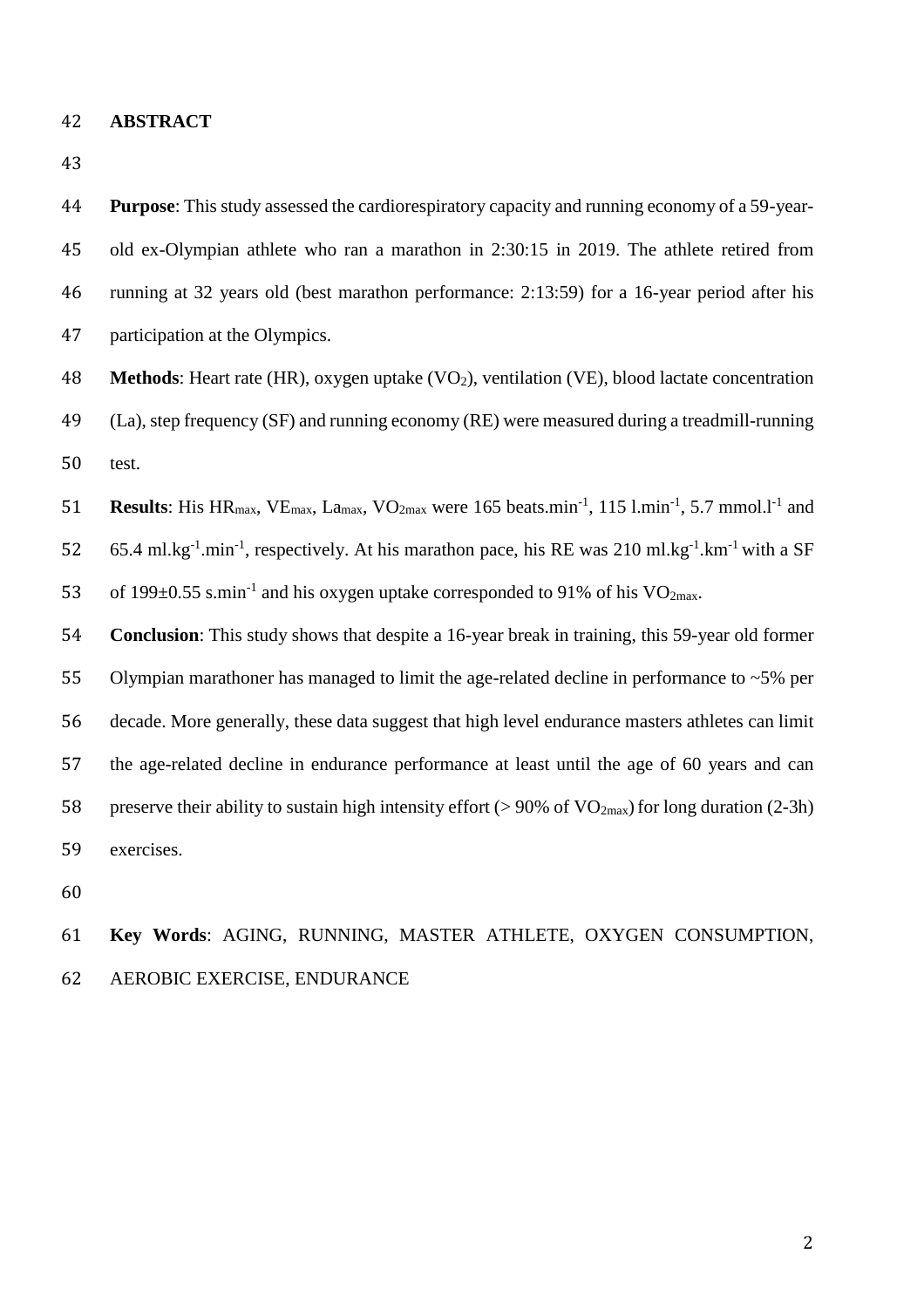## ABSTRACT

**Purpose**: This study assessed the cardiorespiratory capacity and running economy of a 59-year-old ex-Olympian athlete who ran a marathon in 2:30:15 in 2019. The athlete retired from running at 32 years old (best marathon performance: 2:13:59) for a 16-year period after his participation at the Olympics.

**Methods**: Heart rate (HR), oxygen uptake ($VO_2$), ventilation (VE), blood lactate concentration (La), step frequency (SF) and running economy (RE) were measured during a treadmill-running test.

**Results**: His $HR_{max}$, $VE_{max}$, $La_{max}$, $VO_{2max}$ were 165 beats.min$^{-1}$, 115 l.min$^{-1}$, 5.7 mmol.l$^{-1}$ and 65.4 ml.kg$^{-1}$.min$^{-1}$, respectively. At his marathon pace, his RE was 210 ml.kg$^{-1}$.km$^{-1}$ with a SF of 199±0.55 s.min$^{-1}$ and his oxygen uptake corresponded to 91% of his $VO_{2max}$.

**Conclusion**: This study shows that despite a 16-year break in training, this 59-year old former Olympian marathoner has managed to limit the age-related decline in performance to ~5% per decade. More generally, these data suggest that high level endurance masters athletes can limit the age-related decline in endurance performance at least until the age of 60 years and can preserve their ability to sustain high intensity effort (> 90% of $VO_{2max}$) for long duration (2-3h) exercises.

**Key Words**: AGING, RUNNING, MASTER ATHLETE, OXYGEN CONSUMPTION, AEROBIC EXERCISE, ENDURANCE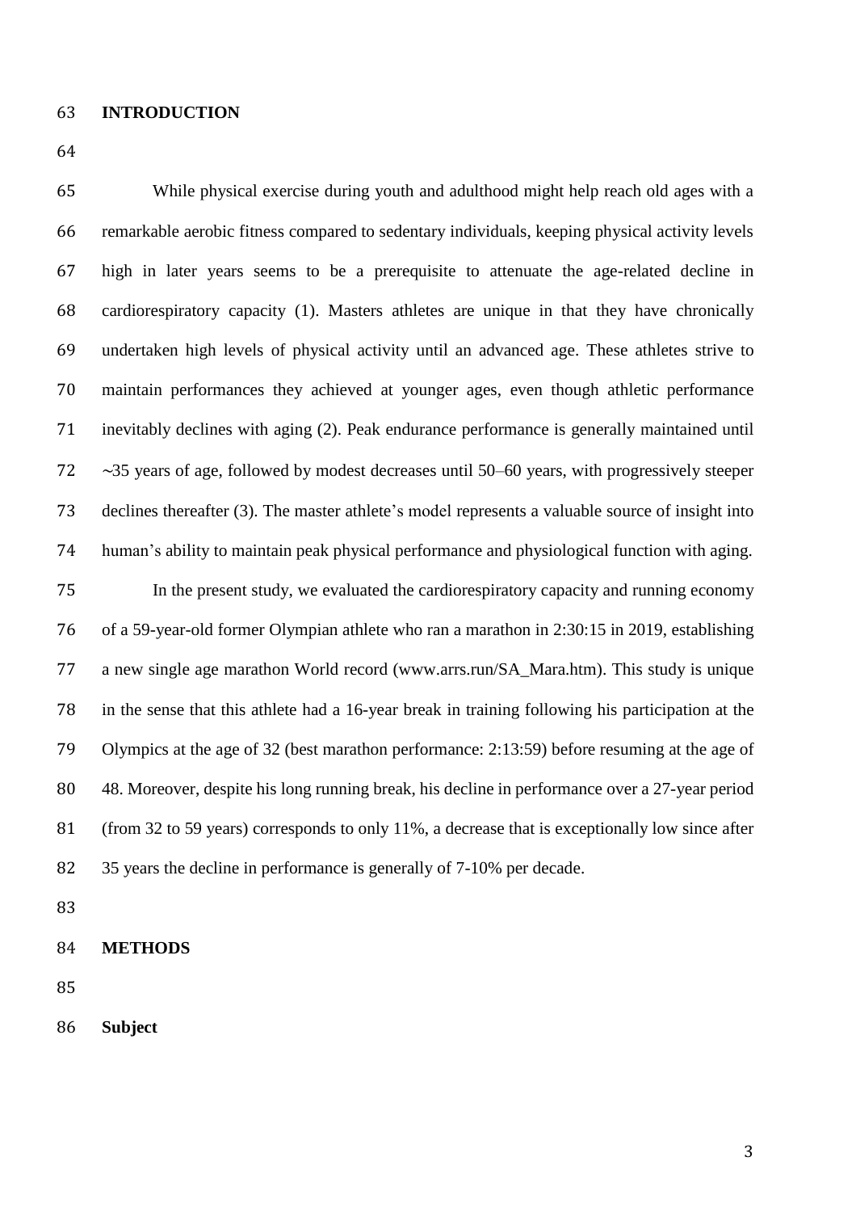## INTRODUCTION

While physical exercise during youth and adulthood might help reach old ages with a remarkable aerobic fitness compared to sedentary individuals, keeping physical activity levels high in later years seems to be a prerequisite to attenuate the age-related decline in cardiorespiratory capacity (1). Masters athletes are unique in that they have chronically undertaken high levels of physical activity until an advanced age. These athletes strive to maintain performances they achieved at younger ages, even though athletic performance inevitably declines with aging (2). Peak endurance performance is generally maintained until ~35 years of age, followed by modest decreases until 50–60 years, with progressively steeper declines thereafter (3). The master athlete's model represents a valuable source of insight into human's ability to maintain peak physical performance and physiological function with aging.

In the present study, we evaluated the cardiorespiratory capacity and running economy of a 59-year-old former Olympian athlete who ran a marathon in 2:30:15 in 2019, establishing a new single age marathon World record (www.arrs.run/SA_Mara.htm). This study is unique in the sense that this athlete had a 16-year break in training following his participation at the Olympics at the age of 32 (best marathon performance: 2:13:59) before resuming at the age of 48. Moreover, despite his long running break, his decline in performance over a 27-year period (from 32 to 59 years) corresponds to only 11%, a decrease that is exceptionally low since after 35 years the decline in performance is generally of 7-10% per decade.

## METHODS

### Subject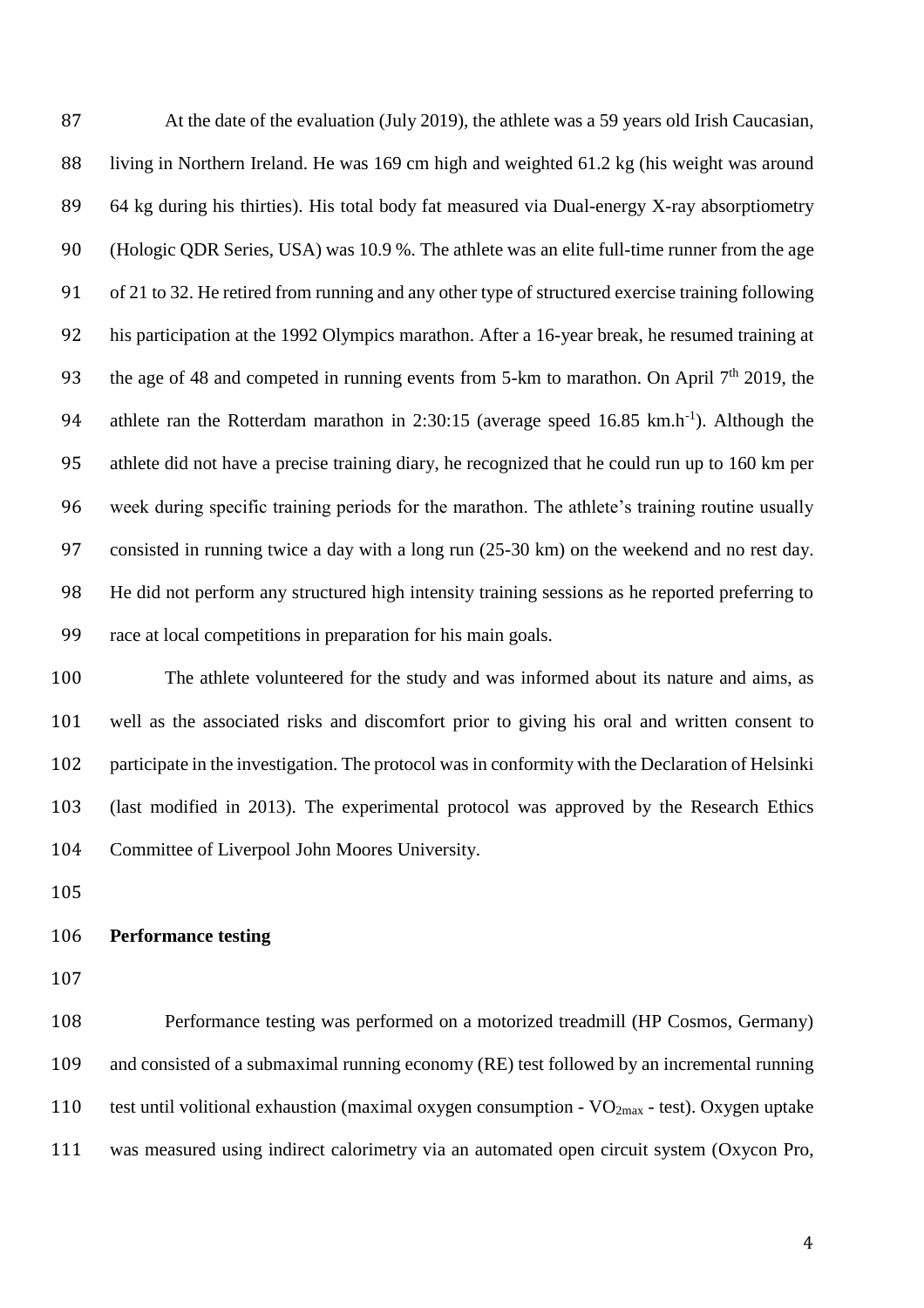At the date of the evaluation (July 2019), the athlete was a 59 years old Irish Caucasian, living in Northern Ireland. He was 169 cm high and weighted 61.2 kg (his weight was around 64 kg during his thirties). His total body fat measured via Dual-energy X-ray absorptiometry (Hologic QDR Series, USA) was 10.9 %. The athlete was an elite full-time runner from the age of 21 to 32. He retired from running and any other type of structured exercise training following his participation at the 1992 Olympics marathon. After a 16-year break, he resumed training at the age of 48 and competed in running events from 5-km to marathon. On April 7$^{th}$ 2019, the athlete ran the Rotterdam marathon in 2:30:15 (average speed 16.85 km.h$^{-1}$). Although the athlete did not have a precise training diary, he recognized that he could run up to 160 km per week during specific training periods for the marathon. The athlete's training routine usually consisted in running twice a day with a long run (25-30 km) on the weekend and no rest day. He did not perform any structured high intensity training sessions as he reported preferring to race at local competitions in preparation for his main goals.

The athlete volunteered for the study and was informed about its nature and aims, as well as the associated risks and discomfort prior to giving his oral and written consent to participate in the investigation. The protocol was in conformity with the Declaration of Helsinki (last modified in 2013). The experimental protocol was approved by the Research Ethics Committee of Liverpool John Moores University.

**Performance testing**

Performance testing was performed on a motorized treadmill (HP Cosmos, Germany) and consisted of a submaximal running economy (RE) test followed by an incremental running test until volitional exhaustion (maximal oxygen consumption - $VO_{2max}$ - test). Oxygen uptake was measured using indirect calorimetry via an automated open circuit system (Oxycon Pro,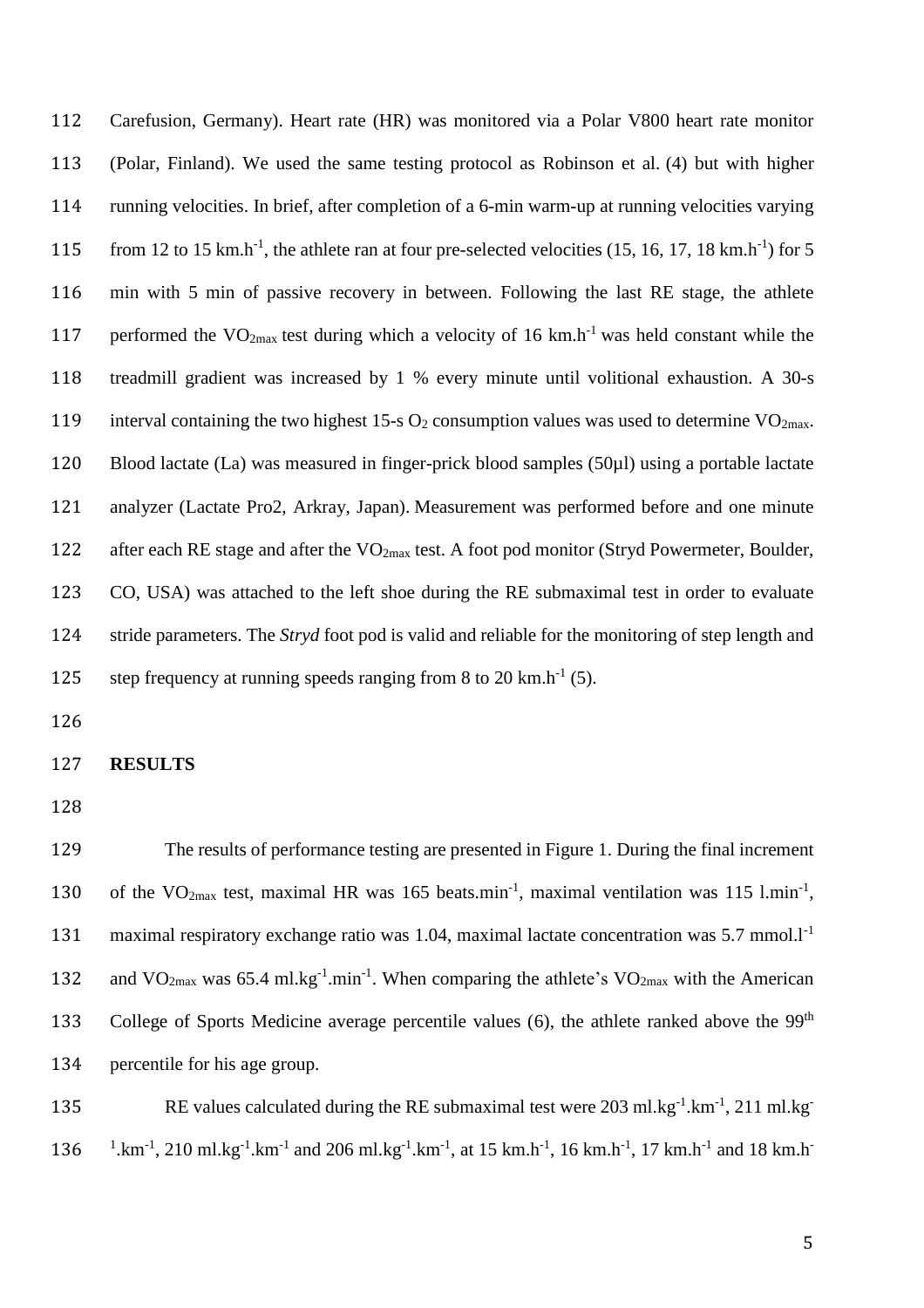Carefusion, Germany). Heart rate (HR) was monitored via a Polar V800 heart rate monitor (Polar, Finland). We used the same testing protocol as Robinson et al. (4) but with higher running velocities. In brief, after completion of a 6-min warm-up at running velocities varying from 12 to 15 km.h$^{-1}$, the athlete ran at four pre-selected velocities (15, 16, 17, 18 km.h$^{-1}$) for 5 min with 5 min of passive recovery in between. Following the last RE stage, the athlete performed the $VO_{2max}$ test during which a velocity of 16 km.h$^{-1}$ was held constant while the treadmill gradient was increased by 1 % every minute until volitional exhaustion. A 30-s interval containing the two highest 15-s $O_2$ consumption values was used to determine $VO_{2max}$. Blood lactate (La) was measured in finger-prick blood samples (50µl) using a portable lactate analyzer (Lactate Pro2, Arkray, Japan). Measurement was performed before and one minute after each RE stage and after the $VO_{2max}$ test. A foot pod monitor (Stryd Powermeter, Boulder, CO, USA) was attached to the left shoe during the RE submaximal test in order to evaluate stride parameters. The *Stryd* foot pod is valid and reliable for the monitoring of step length and step frequency at running speeds ranging from 8 to 20 km.h$^{-1}$ (5).

## RESULTS

The results of performance testing are presented in Figure 1. During the final increment of the $VO_{2max}$ test, maximal HR was 165 beats.min$^{-1}$, maximal ventilation was 115 l.min$^{-1}$, maximal respiratory exchange ratio was 1.04, maximal lactate concentration was 5.7 mmol.l$^{-1}$ and $VO_{2max}$ was 65.4 ml.kg$^{-1}$.min$^{-1}$. When comparing the athlete's $VO_{2max}$ with the American College of Sports Medicine average percentile values (6), the athlete ranked above the 99$^{th}$ percentile for his age group.

RE values calculated during the RE submaximal test were 203 ml.kg$^{-1}$.km$^{-1}$, 211 ml.kg$^{-1}$.km$^{-1}$, 210 ml.kg$^{-1}$.km$^{-1}$ and 206 ml.kg$^{-1}$.km$^{-1}$, at 15 km.h$^{-1}$, 16 km.h$^{-1}$, 17 km.h$^{-1}$ and 18 km.h$^{-}$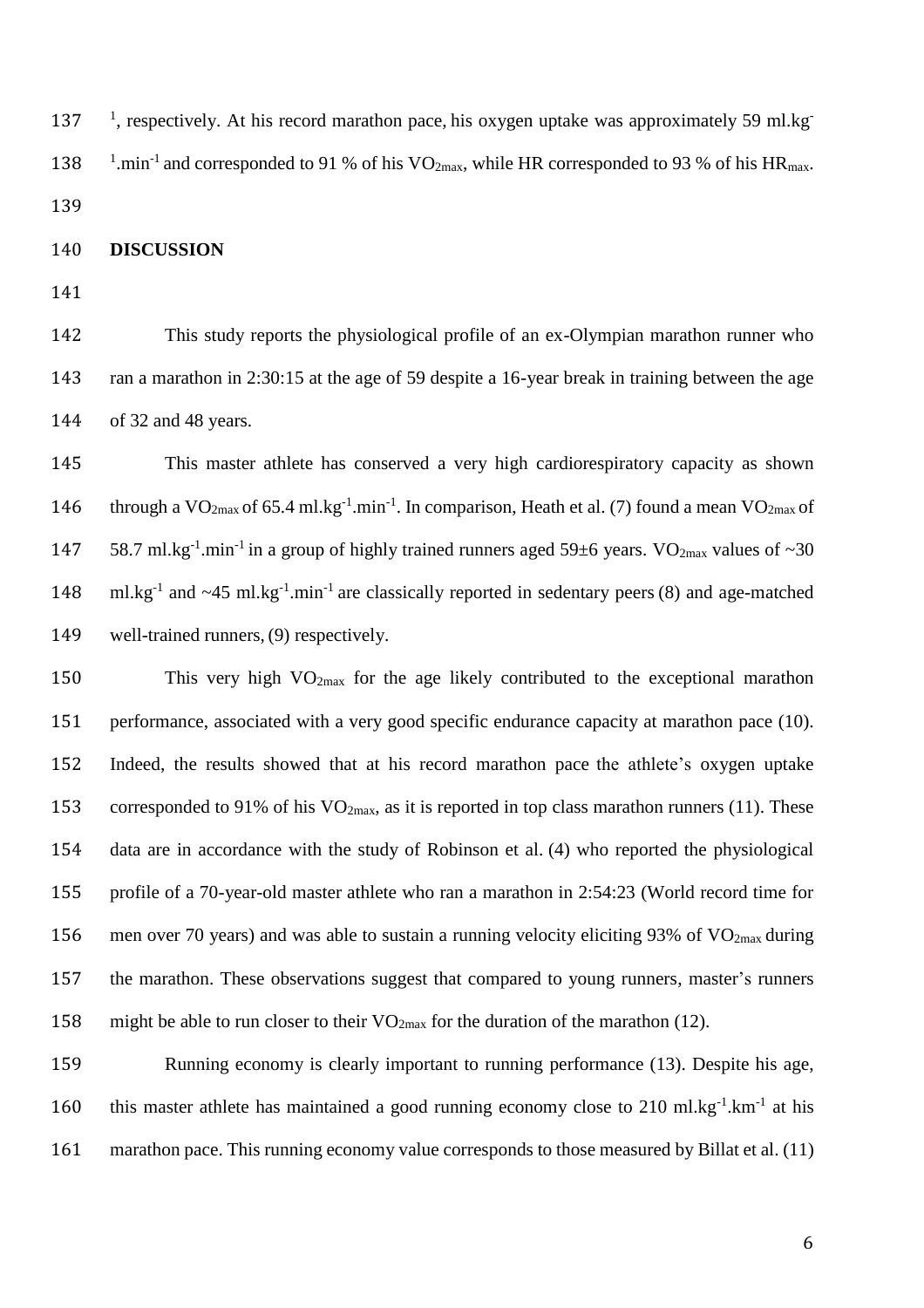$^{-1}$, respectively. At his record marathon pace, his oxygen uptake was approximately 59 ml.kg$^{-1}$.min$^{-1}$ and corresponded to 91 % of his $VO_{2max}$, while HR corresponded to 93 % of his $HR_{max}$.

## DISCUSSION

This study reports the physiological profile of an ex-Olympian marathon runner who ran a marathon in 2:30:15 at the age of 59 despite a 16-year break in training between the age of 32 and 48 years.

This master athlete has conserved a very high cardiorespiratory capacity as shown through a $VO_{2max}$ of 65.4 ml.kg$^{-1}$.min$^{-1}$. In comparison, Heath et al. (7) found a mean $VO_{2max}$ of 58.7 ml.kg$^{-1}$.min$^{-1}$ in a group of highly trained runners aged 59±6 years. $VO_{2max}$ values of ~30 ml.kg$^{-1}$ and ~45 ml.kg$^{-1}$.min$^{-1}$ are classically reported in sedentary peers (8) and age-matched well-trained runners, (9) respectively.

This very high $VO_{2max}$ for the age likely contributed to the exceptional marathon performance, associated with a very good specific endurance capacity at marathon pace (10). Indeed, the results showed that at his record marathon pace the athlete's oxygen uptake corresponded to 91% of his $VO_{2max}$, as it is reported in top class marathon runners (11). These data are in accordance with the study of Robinson et al. (4) who reported the physiological profile of a 70-year-old master athlete who ran a marathon in 2:54:23 (World record time for men over 70 years) and was able to sustain a running velocity eliciting 93% of $VO_{2max}$ during the marathon. These observations suggest that compared to young runners, master's runners might be able to run closer to their $VO_{2max}$ for the duration of the marathon (12).

Running economy is clearly important to running performance (13). Despite his age, this master athlete has maintained a good running economy close to 210 ml.kg$^{-1}$.km$^{-1}$ at his marathon pace. This running economy value corresponds to those measured by Billat et al. (11)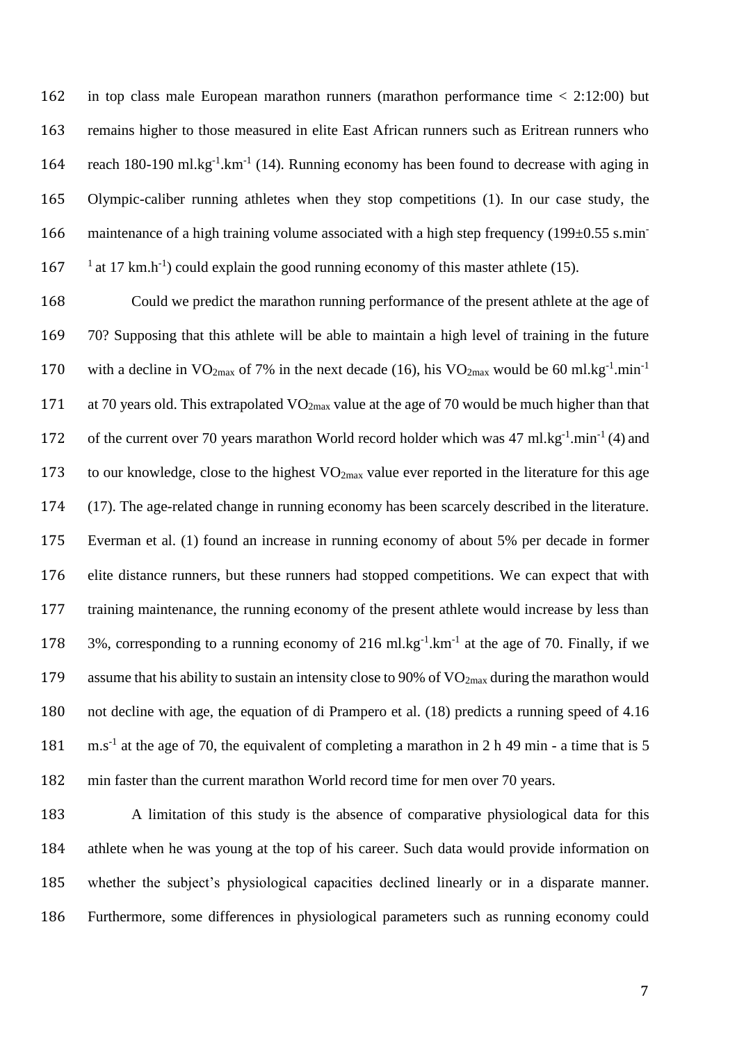in top class male European marathon runners (marathon performance time < 2:12:00) but remains higher to those measured in elite East African runners such as Eritrean runners who reach 180-190 $ml.kg^{-1}.km^{-1}$ (14). Running economy has been found to decrease with aging in Olympic-caliber running athletes when they stop competitions (1). In our case study, the maintenance of a high training volume associated with a high step frequency (199±0.55 $s.min^{-1}$ at 17 $km.h^{-1}$) could explain the good running economy of this master athlete (15).

Could we predict the marathon running performance of the present athlete at the age of 70? Supposing that this athlete will be able to maintain a high level of training in the future with a decline in $VO_{2max}$ of 7% in the next decade (16), his $VO_{2max}$ would be 60 $ml.kg^{-1}.min^{-1}$ at 70 years old. This extrapolated $VO_{2max}$ value at the age of 70 would be much higher than that of the current over 70 years marathon World record holder which was 47 $ml.kg^{-1}.min^{-1}$ (4) and to our knowledge, close to the highest $VO_{2max}$ value ever reported in the literature for this age (17). The age-related change in running economy has been scarcely described in the literature. Everman et al. (1) found an increase in running economy of about 5% per decade in former elite distance runners, but these runners had stopped competitions. We can expect that with training maintenance, the running economy of the present athlete would increase by less than 3%, corresponding to a running economy of 216 $ml.kg^{-1}.km^{-1}$ at the age of 70. Finally, if we assume that his ability to sustain an intensity close to 90% of $VO_{2max}$ during the marathon would not decline with age, the equation of di Prampero et al. (18) predicts a running speed of 4.16 $m.s^{-1}$ at the age of 70, the equivalent of completing a marathon in 2 h 49 min - a time that is 5 min faster than the current marathon World record time for men over 70 years.

A limitation of this study is the absence of comparative physiological data for this athlete when he was young at the top of his career. Such data would provide information on whether the subject's physiological capacities declined linearly or in a disparate manner. Furthermore, some differences in physiological parameters such as running economy could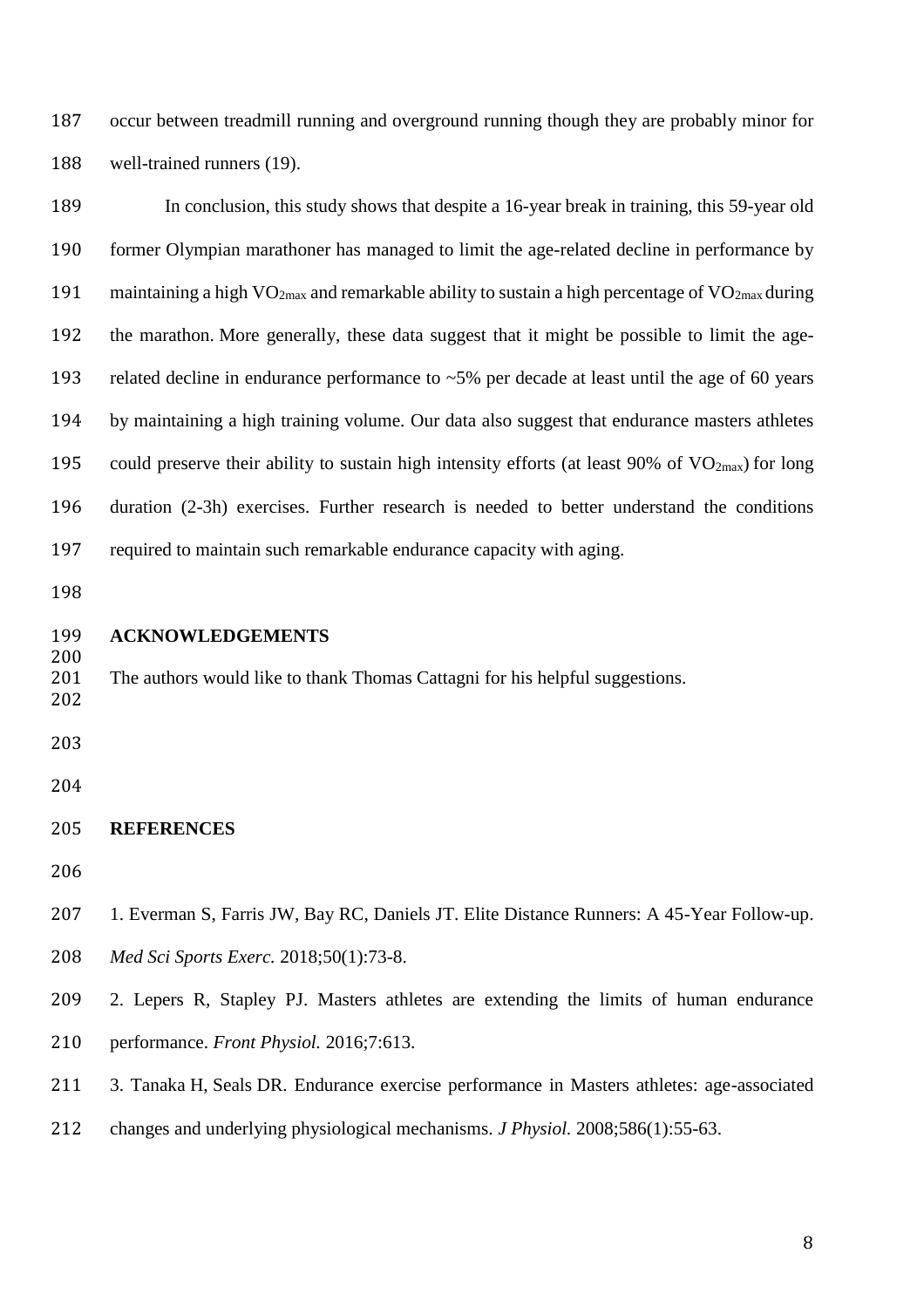occur between treadmill running and overground running though they are probably minor for well-trained runners (19).

In conclusion, this study shows that despite a 16-year break in training, this 59-year old former Olympian marathoner has managed to limit the age-related decline in performance by maintaining a high $VO_{2max}$ and remarkable ability to sustain a high percentage of $VO_{2max}$ during the marathon. More generally, these data suggest that it might be possible to limit the age-related decline in endurance performance to ~5% per decade at least until the age of 60 years by maintaining a high training volume. Our data also suggest that endurance masters athletes could preserve their ability to sustain high intensity efforts (at least 90% of $VO_{2max}$) for long duration (2-3h) exercises. Further research is needed to better understand the conditions required to maintain such remarkable endurance capacity with aging.

## ACKNOWLEDGEMENTS

The authors would like to thank Thomas Cattagni for his helpful suggestions.

## REFERENCES

1. Everman S, Farris JW, Bay RC, Daniels JT. Elite Distance Runners: A 45-Year Follow-up. *Med Sci Sports Exerc.* 2018;50(1):73-8.

2. Lepers R, Stapley PJ. Masters athletes are extending the limits of human endurance performance. *Front Physiol.* 2016;7:613.

3. Tanaka H, Seals DR. Endurance exercise performance in Masters athletes: age-associated changes and underlying physiological mechanisms. *J Physiol.* 2008;586(1):55-63.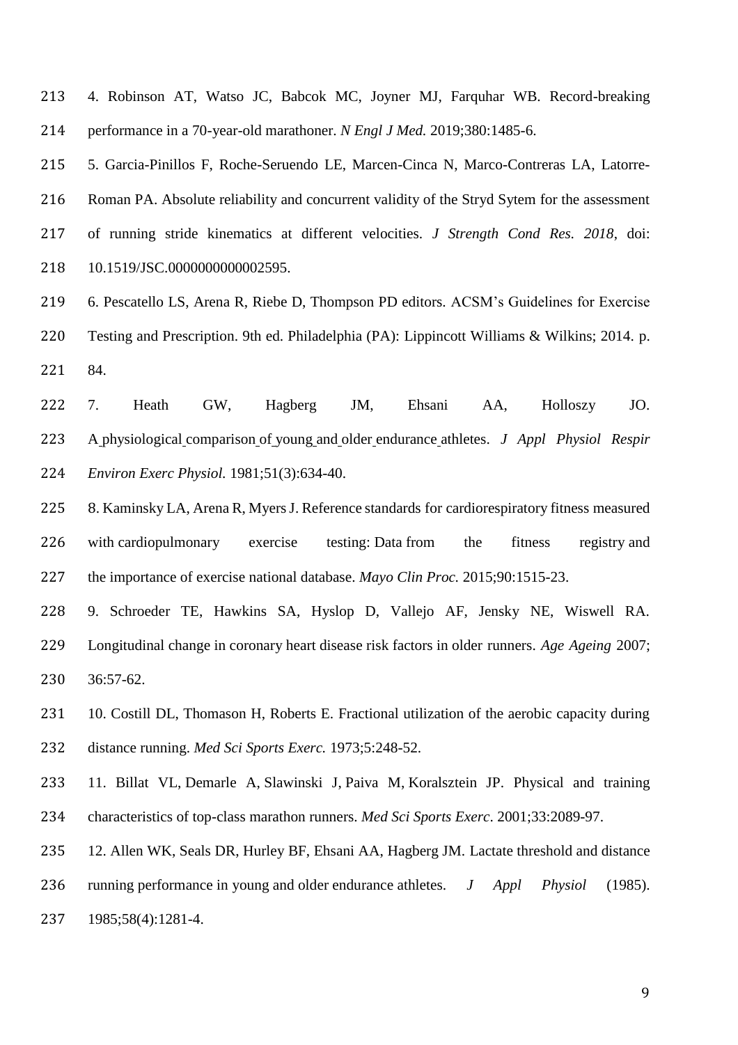4. Robinson AT, Watso JC, Babcok MC, Joyner MJ, Farquhar WB. Record-breaking performance in a 70-year-old marathoner. *N Engl J Med.* 2019;380:1485-6.

5. Garcia-Pinillos F, Roche-Seruendo LE, Marcen-Cinca N, Marco-Contreras LA, Latorre-Roman PA. Absolute reliability and concurrent validity of the Stryd Sytem for the assessment of running stride kinematics at different velocities. *J Strength Cond Res. 2018*, doi: 10.1519/JSC.0000000000002595.

6. Pescatello LS, Arena R, Riebe D, Thompson PD editors. ACSM's Guidelines for Exercise Testing and Prescription. 9th ed. Philadelphia (PA): Lippincott Williams & Wilkins; 2014. p. 84.

7. Heath GW, Hagberg JM, Ehsani AA, Holloszy JO. A physiological comparison of young and older endurance athletes. *J Appl Physiol Respir Environ Exerc Physiol.* 1981;51(3):634-40.

8. Kaminsky LA, Arena R, Myers J. Reference standards for cardiorespiratory fitness measured with cardiopulmonary exercise testing: Data from the fitness registry and the importance of exercise national database. *Mayo Clin Proc.* 2015;90:1515-23.

9. Schroeder TE, Hawkins SA, Hyslop D, Vallejo AF, Jensky NE, Wiswell RA. Longitudinal change in coronary heart disease risk factors in older runners. *Age Ageing* 2007; 36:57-62.

10. Costill DL, Thomason H, Roberts E. Fractional utilization of the aerobic capacity during distance running. *Med Sci Sports Exerc.* 1973;5:248-52.

11. Billat VL, Demarle A, Slawinski J, Paiva M, Koralsztein JP. Physical and training characteristics of top-class marathon runners. *Med Sci Sports Exerc*. 2001;33:2089-97.

12. Allen WK, Seals DR, Hurley BF, Ehsani AA, Hagberg JM. Lactate threshold and distance running performance in young and older endurance athletes. *J Appl Physiol* (1985). 1985;58(4):1281-4.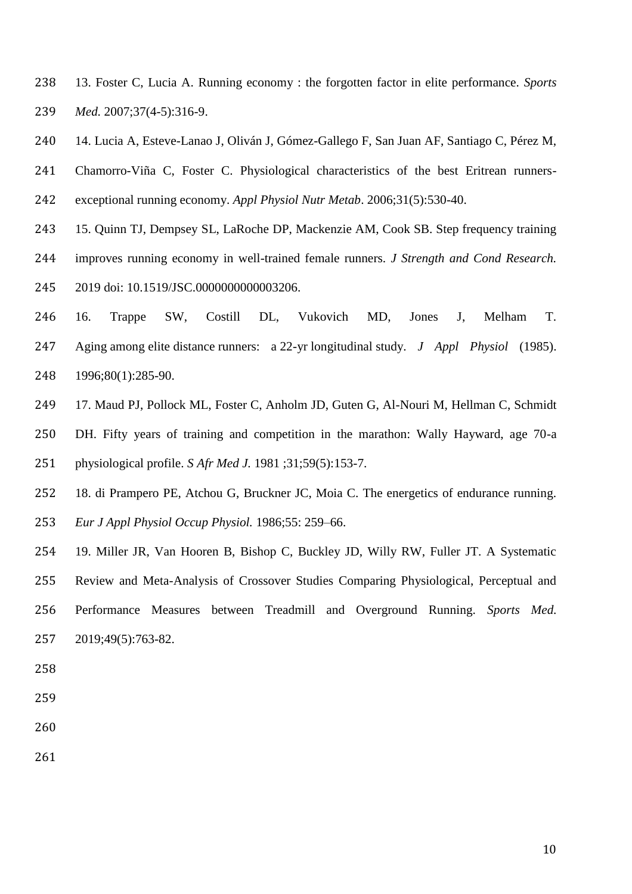13. Foster C, Lucia A. Running economy : the forgotten factor in elite performance. *Sports Med.* 2007;37(4-5):316-9.

14. Lucia A, Esteve-Lanao J, Oliván J, Gómez-Gallego F, San Juan AF, Santiago C, Pérez M, Chamorro-Viña C, Foster C. Physiological characteristics of the best Eritrean runners-exceptional running economy. *Appl Physiol Nutr Metab*. 2006;31(5):530-40.

15. Quinn TJ, Dempsey SL, LaRoche DP, Mackenzie AM, Cook SB. Step frequency training improves running economy in well-trained female runners. *J Strength and Cond Research.* 2019 doi: 10.1519/JSC.0000000000003206.

16. Trappe SW, Costill DL, Vukovich MD, Jones J, Melham T. Aging among elite distance runners: a 22-yr longitudinal study. *J Appl Physiol* (1985). 1996;80(1):285-90.

17. Maud PJ, Pollock ML, Foster C, Anholm JD, Guten G, Al-Nouri M, Hellman C, Schmidt DH. Fifty years of training and competition in the marathon: Wally Hayward, age 70-a physiological profile. *S Afr Med J.* 1981 ;31;59(5):153-7.

18. di Prampero PE, Atchou G, Bruckner JC, Moia C. The energetics of endurance running. *Eur J Appl Physiol Occup Physiol.* 1986;55: 259–66.

19. Miller JR, Van Hooren B, Bishop C, Buckley JD, Willy RW, Fuller JT. A Systematic Review and Meta-Analysis of Crossover Studies Comparing Physiological, Perceptual and Performance Measures between Treadmill and Overground Running. *Sports Med.* 2019;49(5):763-82.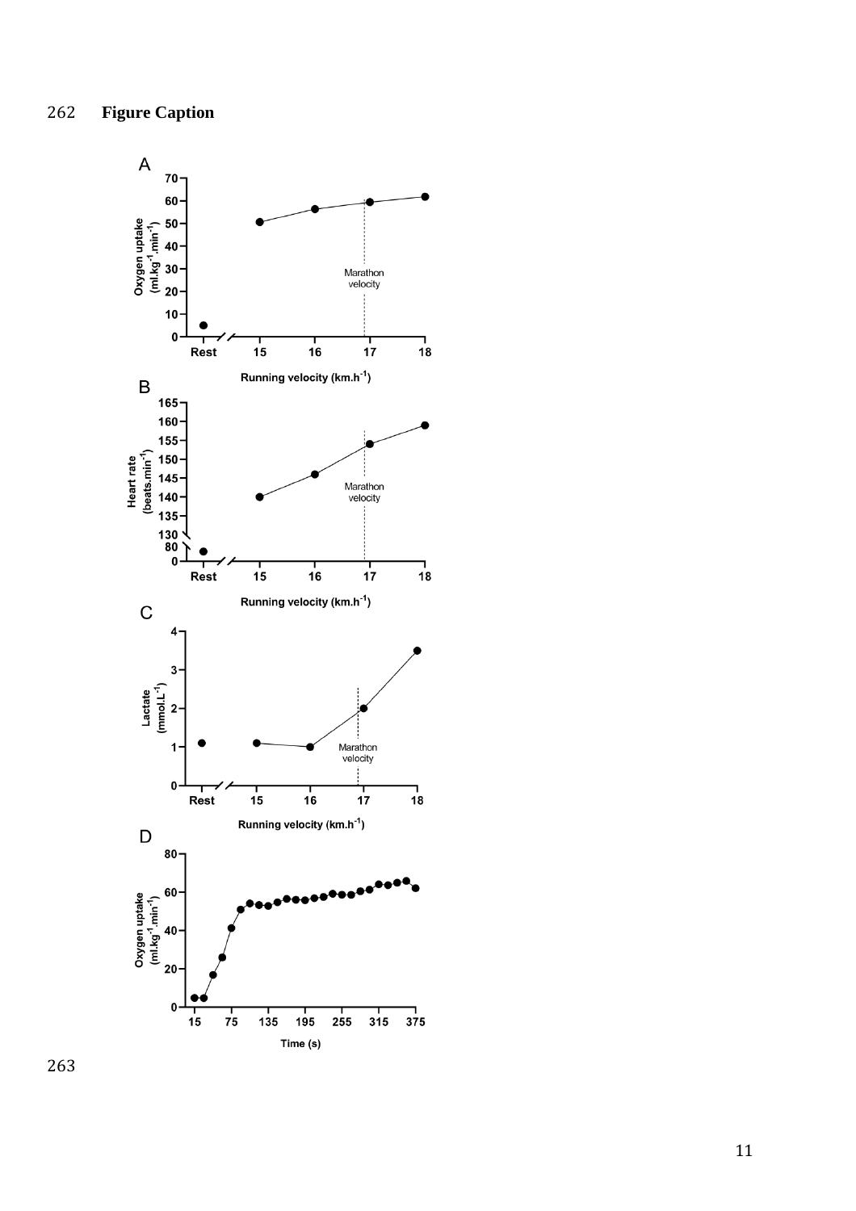**Figure Caption**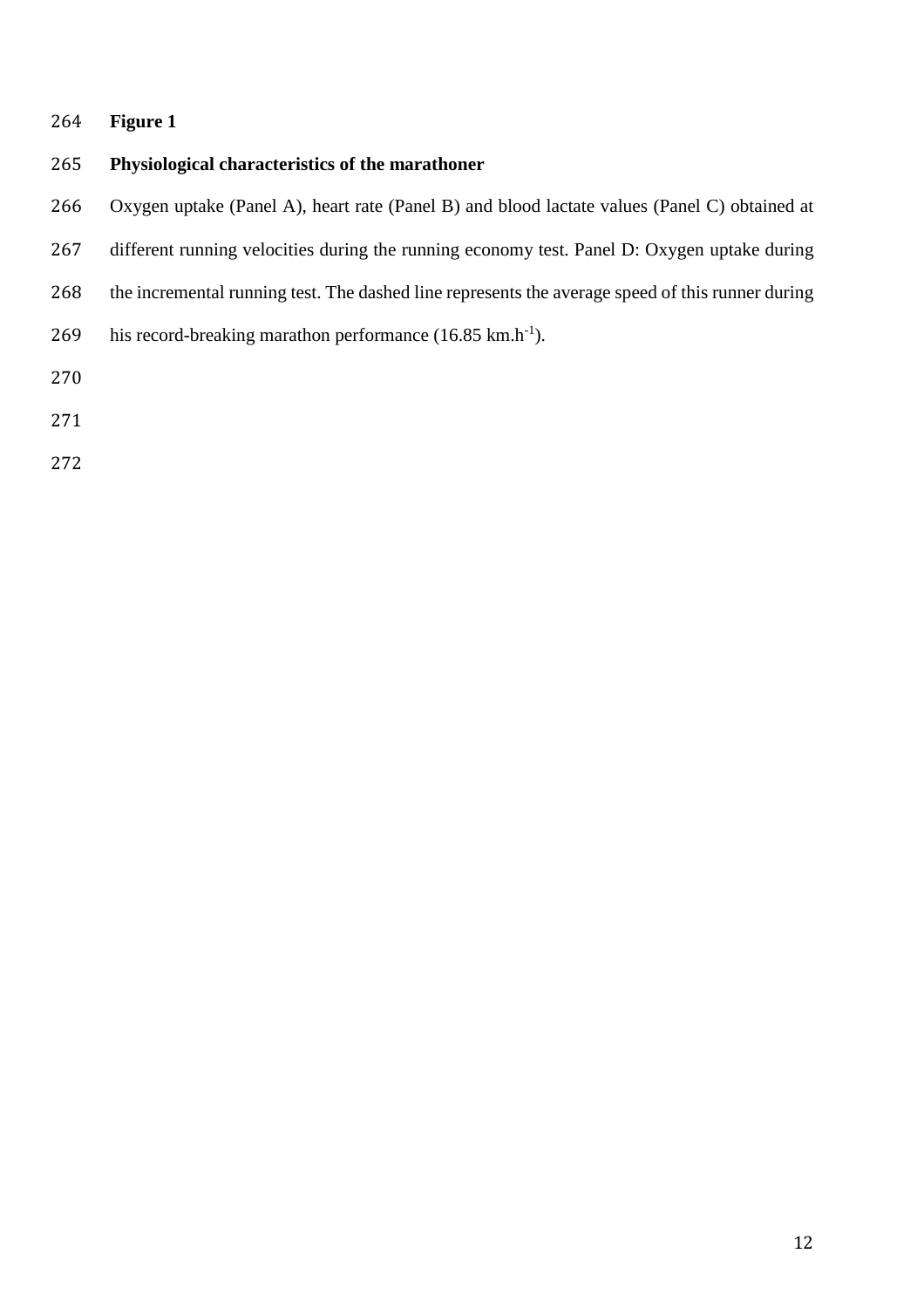**Figure 1**

**Physiological characteristics of the marathoner**

Oxygen uptake (Panel A), heart rate (Panel B) and blood lactate values (Panel C) obtained at different running velocities during the running economy test. Panel D: Oxygen uptake during the incremental running test. The dashed line represents the average speed of this runner during his record-breaking marathon performance (16.85 $km.h^{-1}$).